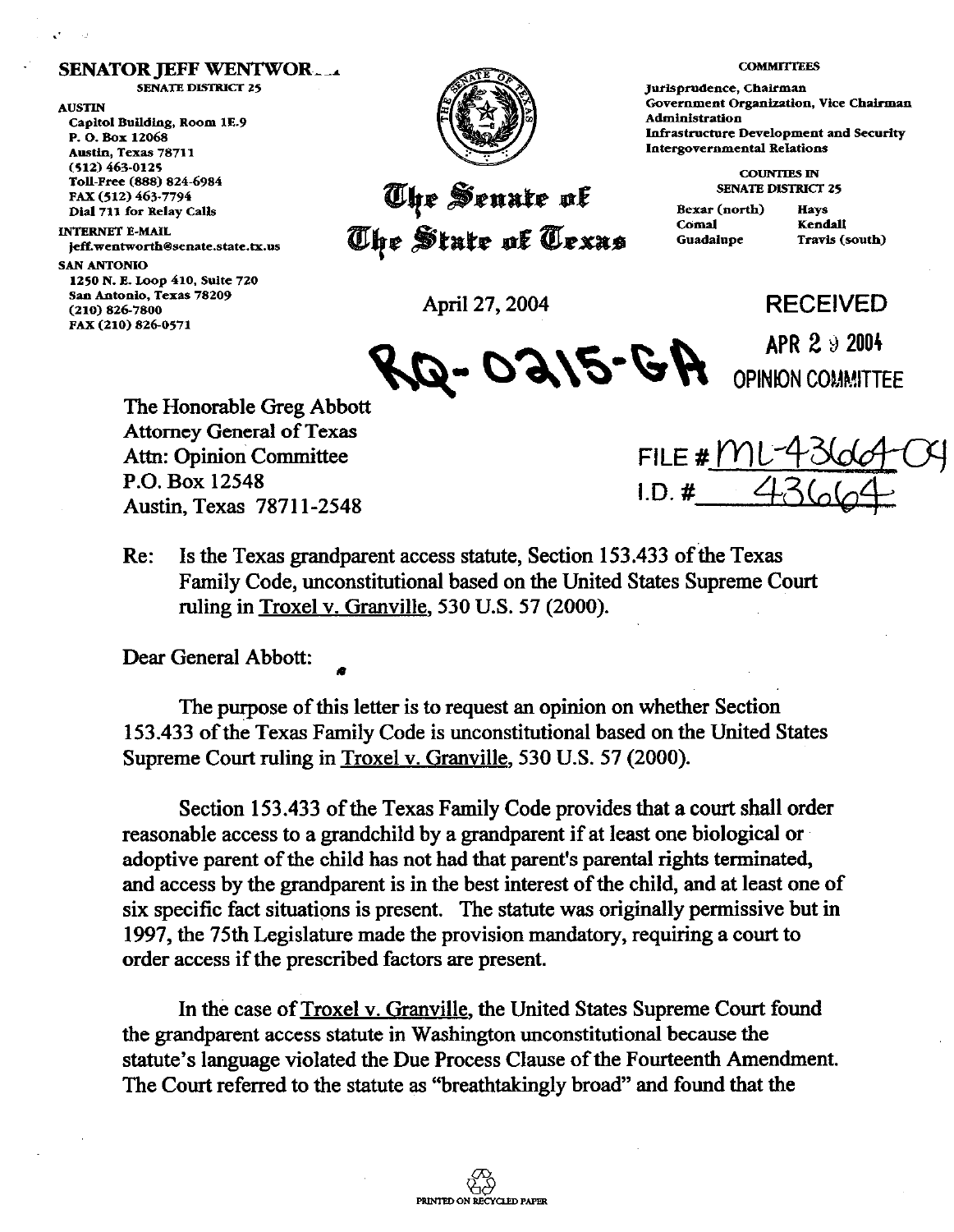**SENATOR JEFF WENTWOR__**
SENATE DISTRICT 25

**AUSTIN**
Capitol Building, Room 1E.9
P. O. Box 12068
Austin, Texas 78711
(512) 463-0125
Toll-Free (888) 824-6984
FAX (512) 463-7794
Dial 711 for Relay Calls

**INTERNET E-MAIL**
jeff.wentworth@senate.state.tx.us

**SAN ANTONIO**
1250 N. E. Loop 410, Suite 720
San Antonio, Texas 78209
(210) 826-7800
FAX (210) 826-0571

# The Senate of The State of Texas

**COMMITTEES**
Jurisprudence, Chairman
Government Organization, Vice Chairman
Administration
Infrastructure Development and Security
Intergovernmental Relations

**COUNTIES IN SENATE DISTRICT 25**

| | |
|---|---|
| Bexar (north) | Hays |
| Comal | Kendall |
| Guadalupe | Travis (south) |

April 27, 2004

RECEIVED
APR 29 2004
OPINION COMMITTEE

RQ-0215-GA

FILE # ML-43664-04
I.D. # 43664

The Honorable Greg Abbott
Attorney General of Texas
Attn: Opinion Committee
P.O. Box 12548
Austin, Texas 78711-2548

Re: Is the Texas grandparent access statute, Section 153.433 of the Texas Family Code, unconstitutional based on the United States Supreme Court ruling in Troxel v. Granville, 530 U.S. 57 (2000).

Dear General Abbott:

The purpose of this letter is to request an opinion on whether Section 153.433 of the Texas Family Code is unconstitutional based on the United States Supreme Court ruling in Troxel v. Granville, 530 U.S. 57 (2000).

Section 153.433 of the Texas Family Code provides that a court shall order reasonable access to a grandchild by a grandparent if at least one biological or adoptive parent of the child has not had that parent's parental rights terminated, and access by the grandparent is in the best interest of the child, and at least one of six specific fact situations is present. The statute was originally permissive but in 1997, the 75th Legislature made the provision mandatory, requiring a court to order access if the prescribed factors are present.

In the case of Troxel v. Granville, the United States Supreme Court found the grandparent access statute in Washington unconstitutional because the statute's language violated the Due Process Clause of the Fourteenth Amendment. The Court referred to the statute as "breathtakingly broad" and found that the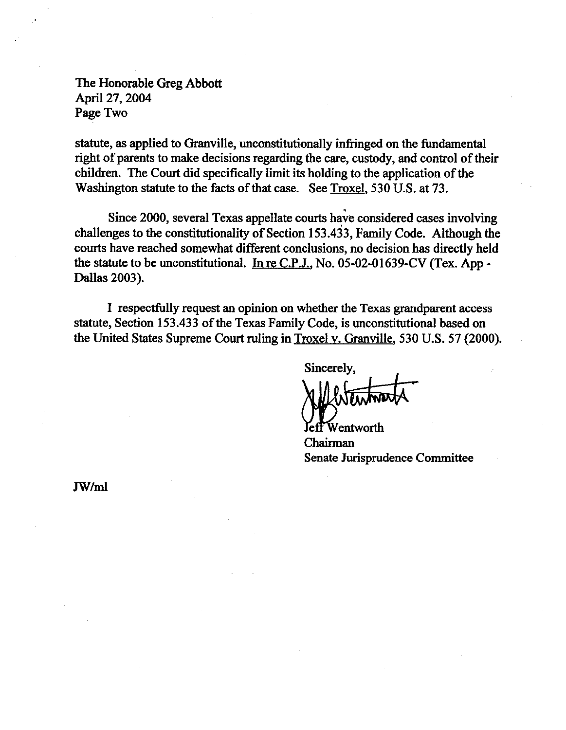The Honorable Greg Abbott
April 27, 2004
Page Two

statute, as applied to Granville, unconstitutionally infringed on the fundamental right of parents to make decisions regarding the care, custody, and control of their children. The Court did specifically limit its holding to the application of the Washington statute to the facts of that case. See Troxel, 530 U.S. at 73.

Since 2000, several Texas appellate courts have considered cases involving challenges to the constitutionality of Section 153.433, Family Code. Although the courts have reached somewhat different conclusions, no decision has directly held the statute to be unconstitutional. In re C.P.J., No. 05-02-01639-CV (Tex. App - Dallas 2003).

I respectfully request an opinion on whether the Texas grandparent access statute, Section 153.433 of the Texas Family Code, is unconstitutional based on the United States Supreme Court ruling in Troxel v. Granville, 530 U.S. 57 (2000).

Sincerely,

Jeff Wentworth
Chairman
Senate Jurisprudence Committee

JW/ml